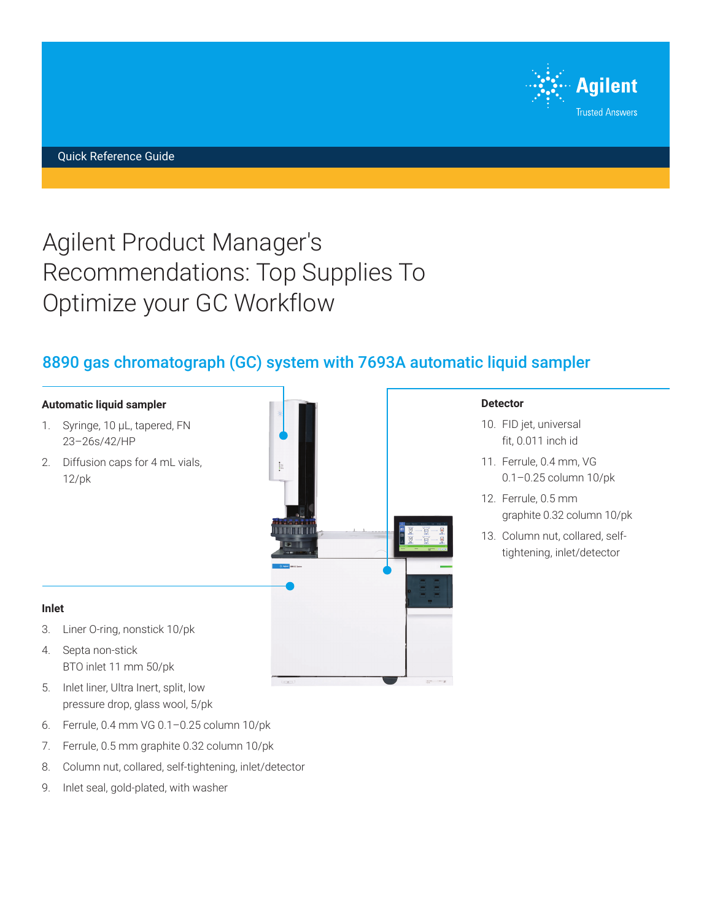Quick Reference Guide

# Agilent Product Manager's Recommendations: Top Supplies To Optimize your GC Workflow

## 8890 gas chromatograph (GC) system with 7693A automatic liquid sampler

### Automatic liquid sampler

1. Syringe, 10 µL, tapered, FN 23–26s/42/HP
2. Diffusion caps for 4 mL vials, 12/pk

### Inlet

3. Liner O-ring, nonstick 10/pk
4. Septa non-stick BTO inlet 11 mm 50/pk
5. Inlet liner, Ultra Inert, split, low pressure drop, glass wool, 5/pk
6. Ferrule, 0.4 mm VG 0.1–0.25 column 10/pk
7. Ferrule, 0.5 mm graphite 0.32 column 10/pk
8. Column nut, collared, self-tightening, inlet/detector
9. Inlet seal, gold-plated, with washer

### Detector

10. FID jet, universal fit, 0.011 inch id
11. Ferrule, 0.4 mm, VG 0.1–0.25 column 10/pk
12. Ferrule, 0.5 mm graphite 0.32 column 10/pk
13. Column nut, collared, self-tightening, inlet/detector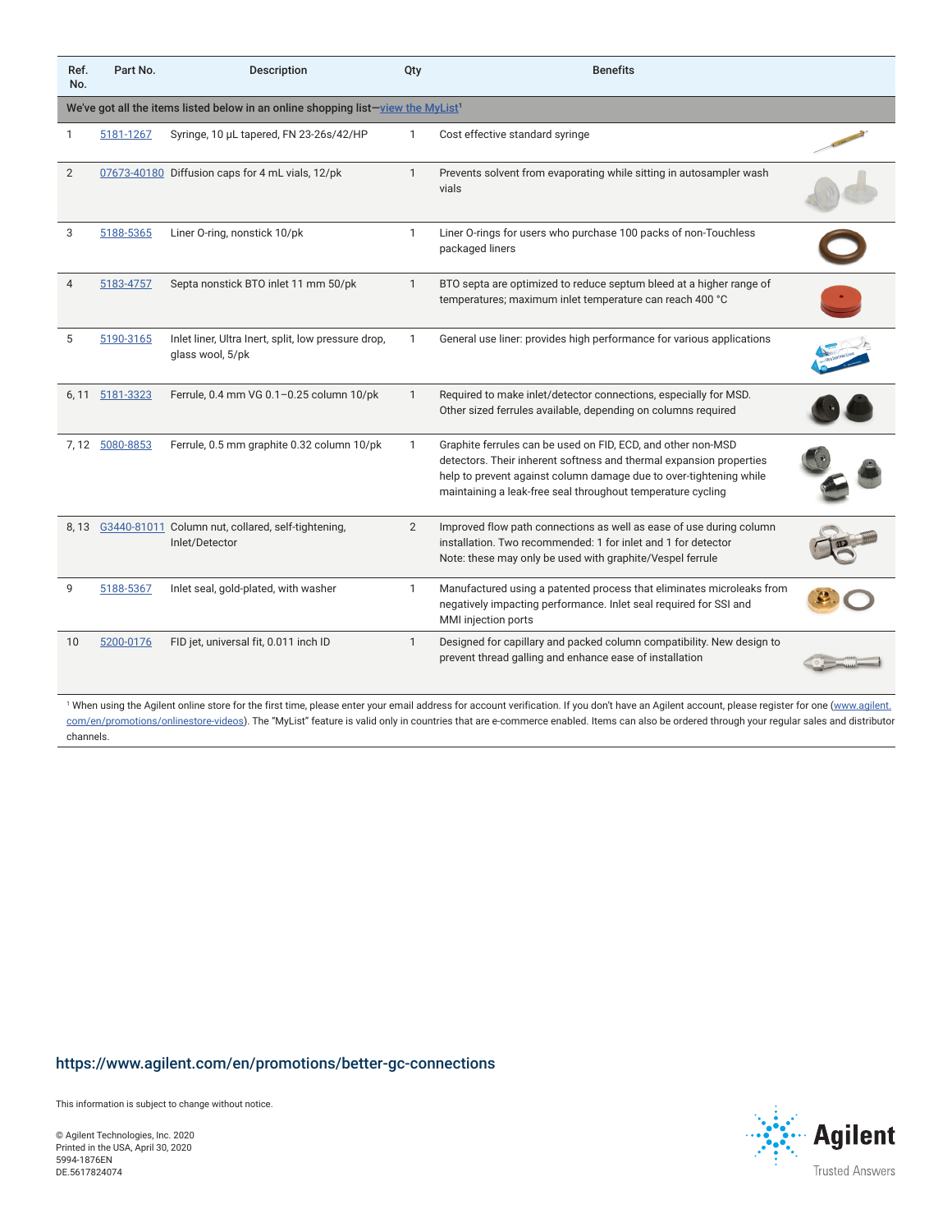| Ref. No. | Part No. | Description | Qty | Benefits |
|---|---|---|---|---|
| We've got all the items listed below in an online shopping list—view the MyList[1] | | | | |
| 1 | 5181-1267 | Syringe, 10 µL tapered, FN 23-26s/42/HP | 1 | Cost effective standard syringe |
| 2 | 07673-40180 | Diffusion caps for 4 mL vials, 12/pk | 1 | Prevents solvent from evaporating while sitting in autosampler wash vials |
| 3 | 5188-5365 | Liner O-ring, nonstick 10/pk | 1 | Liner O-rings for users who purchase 100 packs of non-Touchless packaged liners |
| 4 | 5183-4757 | Septa nonstick BTO inlet 11 mm 50/pk | 1 | BTO septa are optimized to reduce septum bleed at a higher range of temperatures; maximum inlet temperature can reach 400 °C |
| 5 | 5190-3165 | Inlet liner, Ultra Inert, split, low pressure drop, glass wool, 5/pk | 1 | General use liner: provides high performance for various applications |
| 6, 11 | 5181-3323 | Ferrule, 0.4 mm VG 0.1–0.25 column 10/pk | 1 | Required to make inlet/detector connections, especially for MSD. Other sized ferrules available, depending on columns required |
| 7, 12 | 5080-8853 | Ferrule, 0.5 mm graphite 0.32 column 10/pk | 1 | Graphite ferrules can be used on FID, ECD, and other non-MSD detectors. Their inherent softness and thermal expansion properties help to prevent against column damage due to over-tightening while maintaining a leak-free seal throughout temperature cycling |
| 8, 13 | G3440-81011 | Column nut, collared, self-tightening, Inlet/Detector | 2 | Improved flow path connections as well as ease of use during column installation. Two recommended: 1 for inlet and 1 for detector<br>Note: these may only be used with graphite/Vespel ferrule |
| 9 | 5188-5367 | Inlet seal, gold-plated, with washer | 1 | Manufactured using a patented process that eliminates microleaks from negatively impacting performance. Inlet seal required for SSI and MMI injection ports |
| 10 | 5200-0176 | FID jet, universal fit, 0.011 inch ID | 1 | Designed for capillary and packed column compatibility. New design to prevent thread galling and enhance ease of installation |

[1] When using the Agilent online store for the first time, please enter your email address for account verification. If you don't have an Agilent account, please register for one (www.agilent.com/en/promotions/onlinestore-videos). The "MyList" feature is valid only in countries that are e-commerce enabled. Items can also be ordered through your regular sales and distributor channels.

**https://www.agilent.com/en/promotions/better-gc-connections**

This information is subject to change without notice.

© Agilent Technologies, Inc. 2020
Printed in the USA, April 30, 2020
5994-1876EN
DE.5617824074

Agilent
Trusted Answers